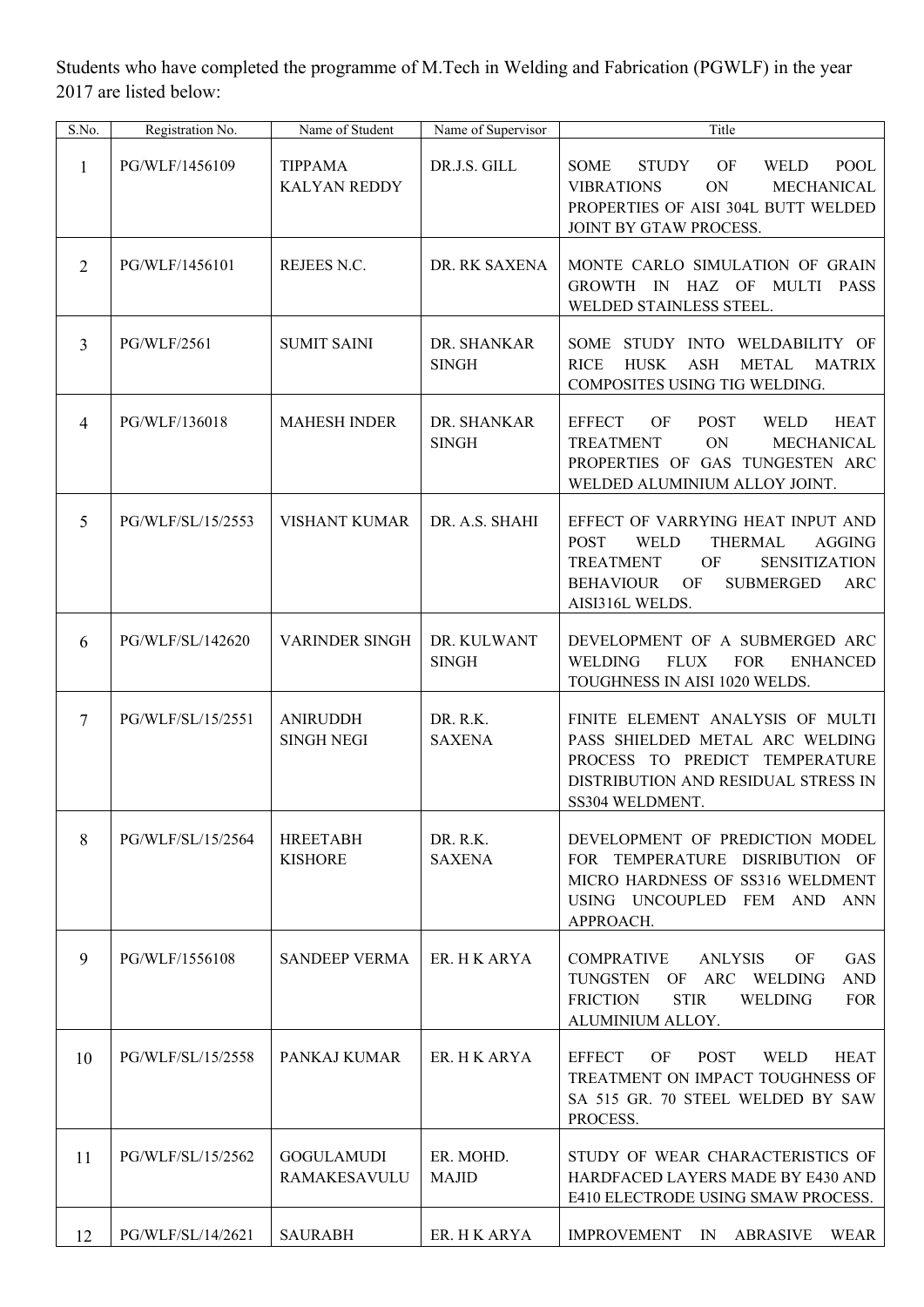Students who have completed the programme of M.Tech in Welding and Fabrication (PGWLF) in the year 2017 are listed below:

| S.No. | Registration No. | Name of Student | Name of Supervisor | Title |
|---|---|---|---|---|
| 1 | PG/WLF/1456109 | TIPPAMA KALYAN REDDY | DR.J.S. GILL | SOME STUDY OF WELD POOL VIBRATIONS ON MECHANICAL PROPERTIES OF AISI 304L BUTT WELDED JOINT BY GTAW PROCESS. |
| 2 | PG/WLF/1456101 | REJEES N.C. | DR. RK SAXENA | MONTE CARLO SIMULATION OF GRAIN GROWTH IN HAZ OF MULTI PASS WELDED STAINLESS STEEL. |
| 3 | PG/WLF/2561 | SUMIT SAINI | DR. SHANKAR SINGH | SOME STUDY INTO WELDABILITY OF RICE HUSK ASH METAL MATRIX COMPOSITES USING TIG WELDING. |
| 4 | PG/WLF/136018 | MAHESH INDER | DR. SHANKAR SINGH | EFFECT OF POST WELD HEAT TREATMENT ON MECHANICAL PROPERTIES OF GAS TUNGESTEN ARC WELDED ALUMINIUM ALLOY JOINT. |
| 5 | PG/WLF/SL/15/2553 | VISHANT KUMAR | DR. A.S. SHAHI | EFFECT OF VARRYING HEAT INPUT AND POST WELD THERMAL AGGING TREATMENT OF SENSITIZATION BEHAVIOUR OF SUBMERGED ARC AISI316L WELDS. |
| 6 | PG/WLF/SL/142620 | VARINDER SINGH | DR. KULWANT SINGH | DEVELOPMENT OF A SUBMERGED ARC WELDING FLUX FOR ENHANCED TOUGHNESS IN AISI 1020 WELDS. |
| 7 | PG/WLF/SL/15/2551 | ANIRUDDH SINGH NEGI | DR. R.K. SAXENA | FINITE ELEMENT ANALYSIS OF MULTI PASS SHIELDED METAL ARC WELDING PROCESS TO PREDICT TEMPERATURE DISTRIBUTION AND RESIDUAL STRESS IN SS304 WELDMENT. |
| 8 | PG/WLF/SL/15/2564 | HREETABH KISHORE | DR. R.K. SAXENA | DEVELOPMENT OF PREDICTION MODEL FOR TEMPERATURE DISRIBUTION OF MICRO HARDNESS OF SS316 WELDMENT USING UNCOUPLED FEM AND ANN APPROACH. |
| 9 | PG/WLF/1556108 | SANDEEP VERMA | ER. H K ARYA | COMPRATIVE ANLYSIS OF GAS TUNGSTEN OF ARC WELDING AND FRICTION STIR WELDING FOR ALUMINIUM ALLOY. |
| 10 | PG/WLF/SL/15/2558 | PANKAJ KUMAR | ER. H K ARYA | EFFECT OF POST WELD HEAT TREATMENT ON IMPACT TOUGHNESS OF SA 515 GR. 70 STEEL WELDED BY SAW PROCESS. |
| 11 | PG/WLF/SL/15/2562 | GOGULAMUDI RAMAKESAVULU | ER. MOHD. MAJID | STUDY OF WEAR CHARACTERISTICS OF HARDFACED LAYERS MADE BY E430 AND E410 ELECTRODE USING SMAW PROCESS. |
| 12 | PG/WLF/SL/14/2621 | SAURABH | ER. H K ARYA | IMPROVEMENT IN ABRASIVE WEAR |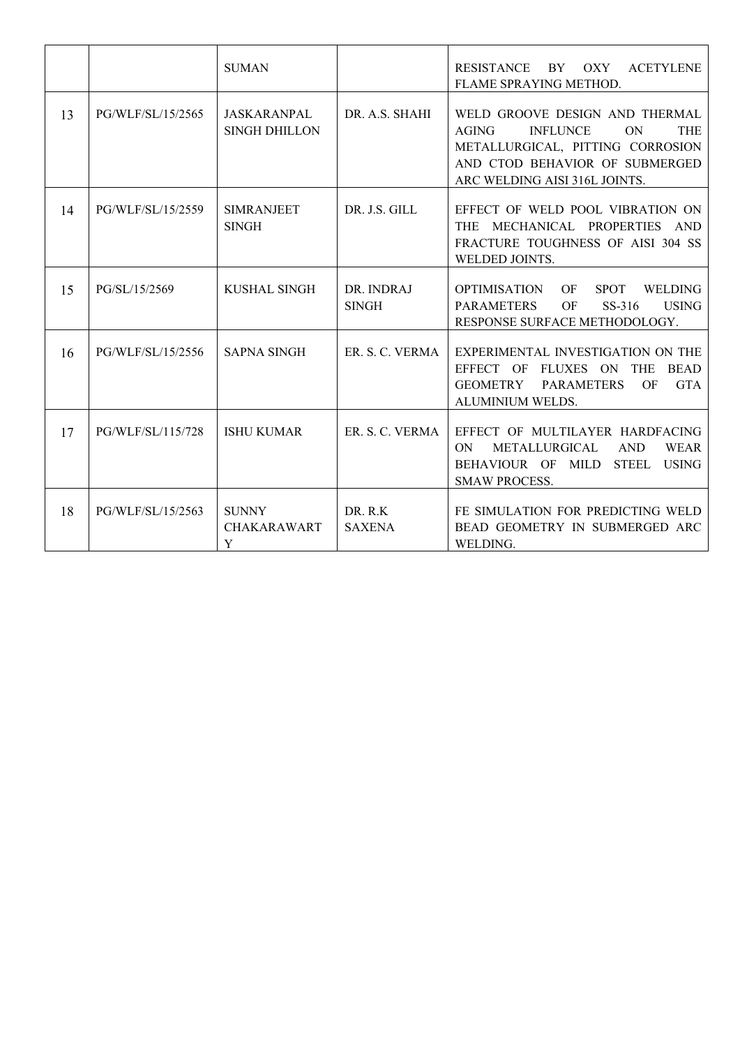| | | | | |
|---|---|---|---|---|
| | | SUMAN | | RESISTANCE BY OXY ACETYLENE FLAME SPRAYING METHOD. |
| 13 | PG/WLF/SL/15/2565 | JASKARANPAL SINGH DHILLON | DR. A.S. SHAHI | WELD GROOVE DESIGN AND THERMAL AGING INFLUNCE ON THE METALLURGICAL, PITTING CORROSION AND CTOD BEHAVIOR OF SUBMERGED ARC WELDING AISI 316L JOINTS. |
| 14 | PG/WLF/SL/15/2559 | SIMRANJEET SINGH | DR. J.S. GILL | EFFECT OF WELD POOL VIBRATION ON THE MECHANICAL PROPERTIES AND FRACTURE TOUGHNESS OF AISI 304 SS WELDED JOINTS. |
| 15 | PG/SL/15/2569 | KUSHAL SINGH | DR. INDRAJ SINGH | OPTIMISATION OF SPOT WELDING PARAMETERS OF SS-316 USING RESPONSE SURFACE METHODOLOGY. |
| 16 | PG/WLF/SL/15/2556 | SAPNA SINGH | ER. S. C. VERMA | EXPERIMENTAL INVESTIGATION ON THE EFFECT OF FLUXES ON THE BEAD GEOMETRY PARAMETERS OF GTA ALUMINIUM WELDS. |
| 17 | PG/WLF/SL/115/728 | ISHU KUMAR | ER. S. C. VERMA | EFFECT OF MULTILAYER HARDFACING ON METALLURGICAL AND WEAR BEHAVIOUR OF MILD STEEL USING SMAW PROCESS. |
| 18 | PG/WLF/SL/15/2563 | SUNNY CHAKARAWARTY | DR. R.K SAXENA | FE SIMULATION FOR PREDICTING WELD BEAD GEOMETRY IN SUBMERGED ARC WELDING. |